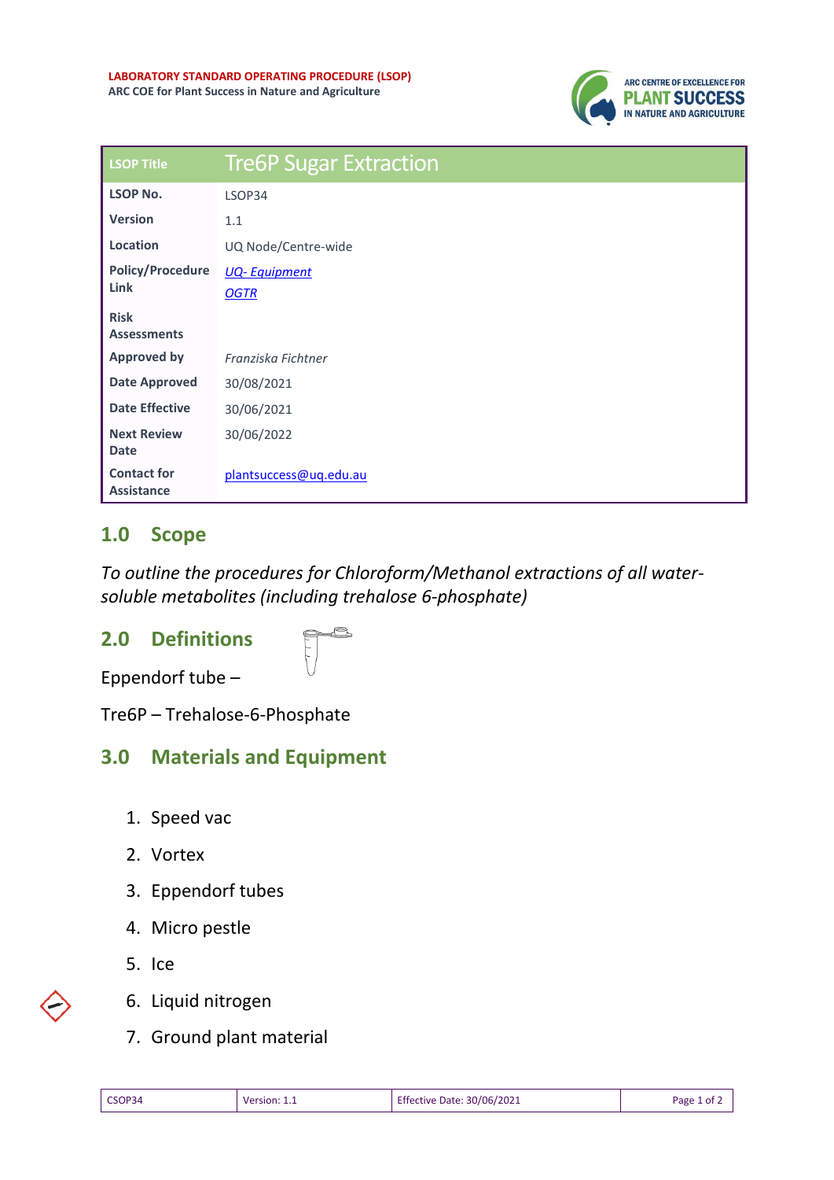**LABORATORY STANDARD OPERATING PROCEDURE (LSOP)**
**ARC COE for Plant Success in Nature and Agriculture**

| LSOP Title | Tre6P Sugar Extraction |
|---|---|
| **LSOP No.** | LSOP34 |
| **Version** | 1.1 |
| **Location** | UQ Node/Centre-wide |
| **Policy/Procedure Link** | *UQ- Equipment* *OGTR* |
| **Risk Assessments** | |
| **Approved by** | *Franziska Fichtner* |
| **Date Approved** | 30/08/2021 |
| **Date Effective** | 30/06/2021 |
| **Next Review Date** | 30/06/2022 |
| **Contact for Assistance** | plantsuccess@uq.edu.au |

## 1.0 Scope

*To outline the procedures for Chloroform/Methanol extractions of all water-soluble metabolites (including trehalose 6-phosphate)*

## 2.0 Definitions

Eppendorf tube –

Tre6P – Trehalose-6-Phosphate

## 3.0 Materials and Equipment

1. Speed vac
2. Vortex
3. Eppendorf tubes
4. Micro pestle
5. Ice
6. Liquid nitrogen
7. Ground plant material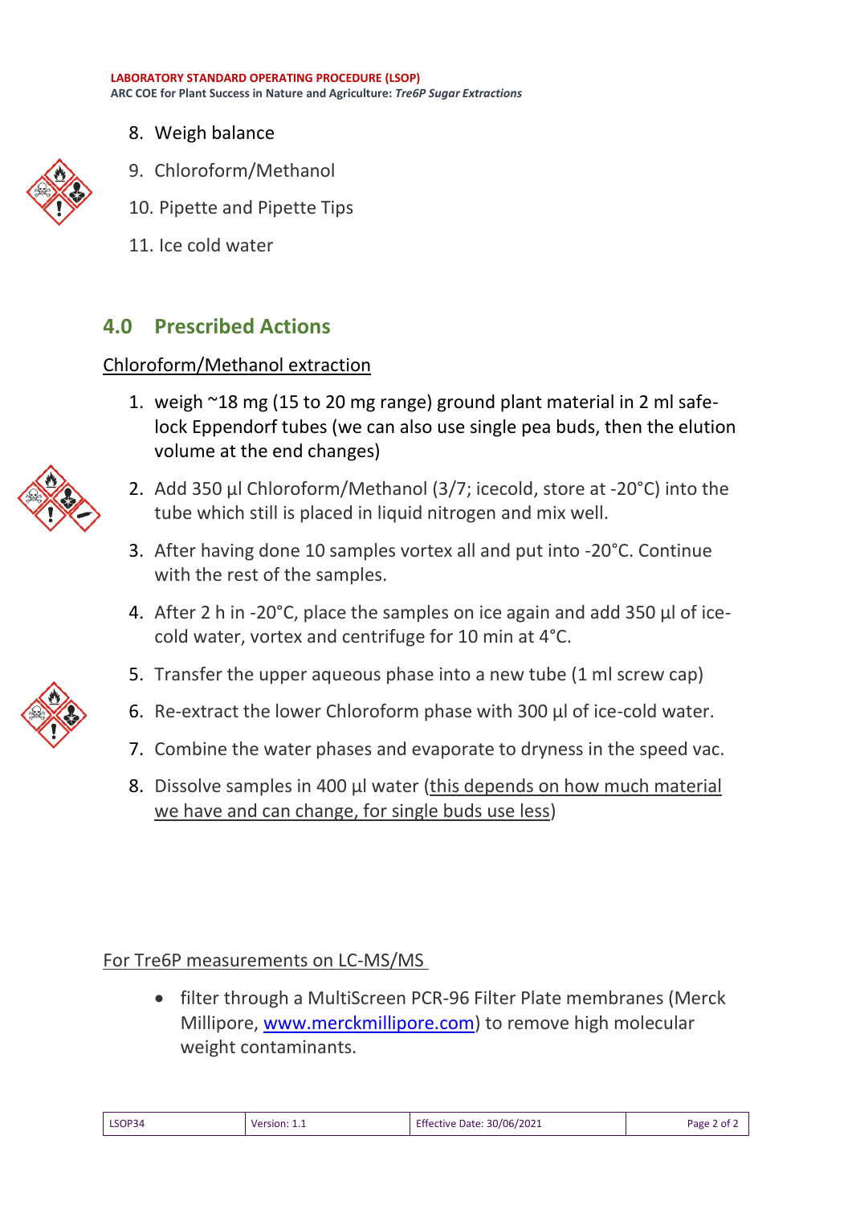8. Weigh balance
9. Chloroform/Methanol
10. Pipette and Pipette Tips
11. Ice cold water

## 4.0 Prescribed Actions

Chloroform/Methanol extraction

1. weigh ~18 mg (15 to 20 mg range) ground plant material in 2 ml safe-lock Eppendorf tubes (we can also use single pea buds, then the elution volume at the end changes)
2. Add 350 µl Chloroform/Methanol (3/7; icecold, store at -20°C) into the tube which still is placed in liquid nitrogen and mix well.
3. After having done 10 samples vortex all and put into -20°C. Continue with the rest of the samples.
4. After 2 h in -20°C, place the samples on ice again and add 350 µl of ice-cold water, vortex and centrifuge for 10 min at 4°C.
5. Transfer the upper aqueous phase into a new tube (1 ml screw cap)
6. Re-extract the lower Chloroform phase with 300 µl of ice-cold water.
7. Combine the water phases and evaporate to dryness in the speed vac.
8. Dissolve samples in 400 µl water (this depends on how much material we have and can change, for single buds use less)

For Tre6P measurements on LC-MS/MS

- filter through a MultiScreen PCR-96 Filter Plate membranes (Merck Millipore, www.merckmillipore.com) to remove high molecular weight contaminants.